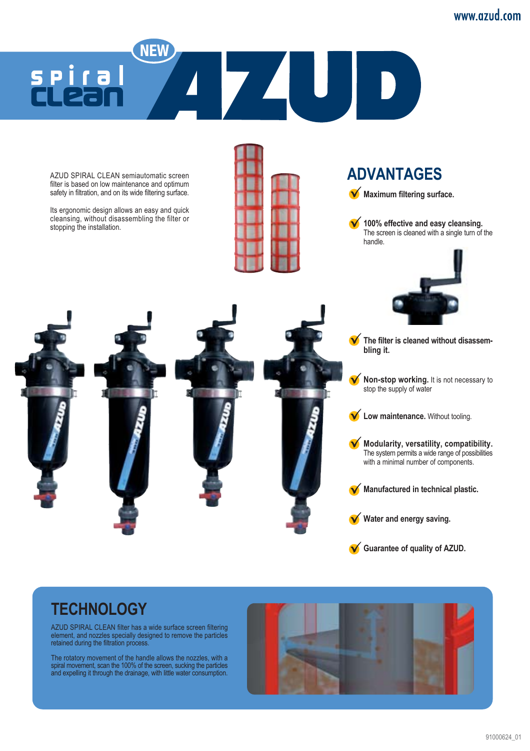# spiral clean NEW AZUD

AZUD SPIRAL CLEAN semiautomatic screen filter is based on low maintenance and optimum safety in filtration, and on its wide filtering surface.

Its ergonomic design allows an easy and quick cleansing, without disassembling the filter or stopping the installation.

## ADVANTAGES

- **Maximum filtering surface.**
- **100% effective and easy cleansing.** The screen is cleaned with a single turn of the handle.
- **The filter is cleaned without disassembling it.**
- **Non-stop working.** It is not necessary to stop the supply of water
- **Low maintenance.** Without tooling.
- **Modularity, versatility, compatibility.** The system permits a wide range of possibilities with a minimal number of components.
- **Manufactured in technical plastic.**
- **Water and energy saving.**
- **Guarantee of quality of AZUD.**

## TECHNOLOGY

AZUD SPIRAL CLEAN filter has a wide surface screen filtering element, and nozzles specially designed to remove the particles retained during the filtration process.

The rotatory movement of the handle allows the nozzles, with a spiral movement, scan the 100% of the screen, sucking the particles and expelling it through the drainage, with little water consumption.

91000624_01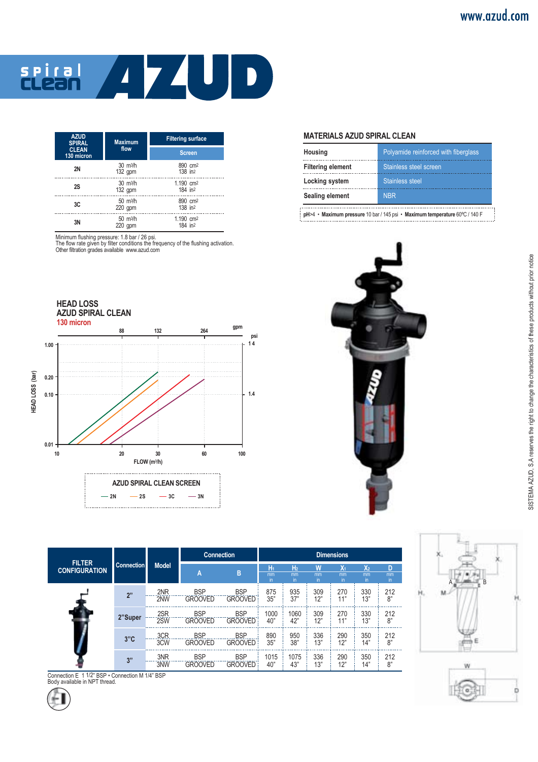# spiral clean AZUD

| AZUD SPIRAL CLEAN 130 micron | Maximum flow | Filtering surface |
|---|---|---|
| | | Screen |
| 2N | 30 m³/h<br>132 gpm | 890 cm²<br>138 in² |
| 2S | 30 m³/h<br>132 gpm | 1.190 cm²<br>184 in² |
| 3C | 50 m³/h<br>220 gpm | 890 cm²<br>138 in² |
| 3N | 50 m³/h<br>220 gpm | 1.190 cm²<br>184 in² |

Minimum flushing pressure: 1.8 bar / 26 psi.
The flow rate given by filter conditions the frequency of the flushing activation.
Other filtration grades available www.azud.com

## MATERIALS AZUD SPIRAL CLEAN

| | |
|---|---|
| Housing | Polyamide reinforced with fiberglass |
| Filtering element | Stainless steel screen |
| Locking system | Stainless steel |
| Sealing element | NBR |

pH>4 • **Maximum pressure** 10 bar / 145 psi • **Maximum temperature** 60ºC / 140 F

## HEAD LOSS AZUD SPIRAL CLEAN

130 micron

gpm: 88, 132, 264

psi: 14, 1.4

HEAD LOSS (bar): 1.00, 0.20, 0.10, 0.01

FLOW (m³/h): 10, 20, 30, 60, 100

AZUD SPIRAL CLEAN SCREEN

— 2N — 2S — 3C — 3N

SISTEMA AZUD, S.A reserves the right to change the characteristics of these products without prior notice

| FILTER CONFIGURATION | Connection | Model | Connection | | Dimensions | | | | | |
|---|---|---|---|---|---|---|---|---|---|---|
| | | | A | B | $H_1$ mm in | $H_2$ mm in | W mm in | $X_1$ mm in | $X_2$ mm in | D mm in |
| | 2" | 2NR<br>2NW | BSP<br>GROOVED | BSP<br>GROOVED | 875<br>35" | 935<br>37" | 309<br>12" | 270<br>11" | 330<br>13" | 212<br>8" |
| | 2"Super | 2SR<br>2SW | BSP<br>GROOVED | BSP<br>GROOVED | 1000<br>40" | 1060<br>42" | 309<br>12" | 270<br>11" | 330<br>13" | 212<br>8" |
| | 3"C | 3CR<br>3CW | BSP<br>GROOVED | BSP<br>GROOVED | 890<br>35" | 950<br>38" | 336<br>13" | 290<br>12" | 350<br>14" | 212<br>8" |
| | 3" | 3NR<br>3NW | BSP<br>GROOVED | BSP<br>GROOVED | 1015<br>40" | 1075<br>43" | 336<br>13" | 290<br>12" | 350<br>14" | 212<br>8" |

Connection E 1 1/2" BSP • Connection M 1/4" BSP
Body available in NPT thread.